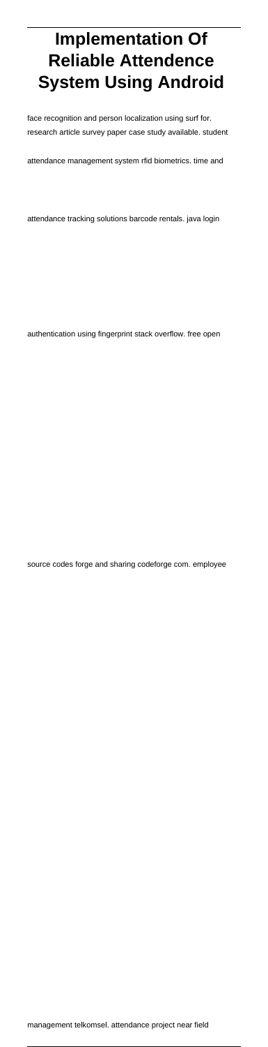# Implementation Of Reliable Attendence System Using Android

face recognition and person localization using surf for. research article survey paper case study available. student attendance management system rfid biometrics. time and attendance tracking solutions barcode rentals. java login authentication using fingerprint stack overflow. free open source codes forge and sharing codeforge com. employee management telkomsel. attendance project near field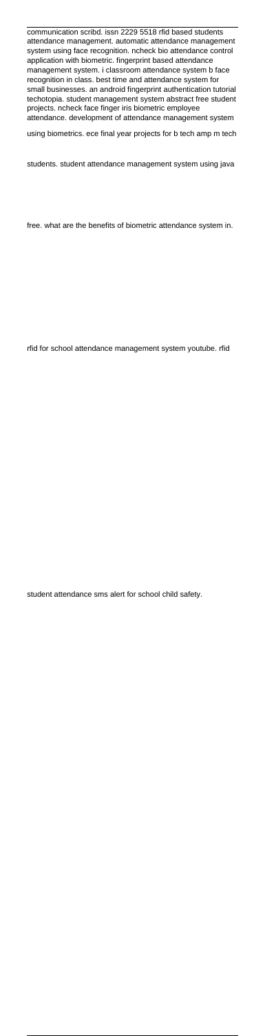communication scribd. issn 2229 5518 rfid based students attendance management. automatic attendance management system using face recognition. ncheck bio attendance control application with biometric. fingerprint based attendance management system. i classroom attendance system b face recognition in class. best time and attendance system for small businesses. an android fingerprint authentication tutorial techotopia. student management system abstract free student projects. ncheck face finger iris biometric employee attendance. development of attendance management system using biometrics. ece final year projects for b tech amp m tech students. student attendance management system using java free. what are the benefits of biometric attendance system in. rfid for school attendance management system youtube. rfid student attendance sms alert for school child safety.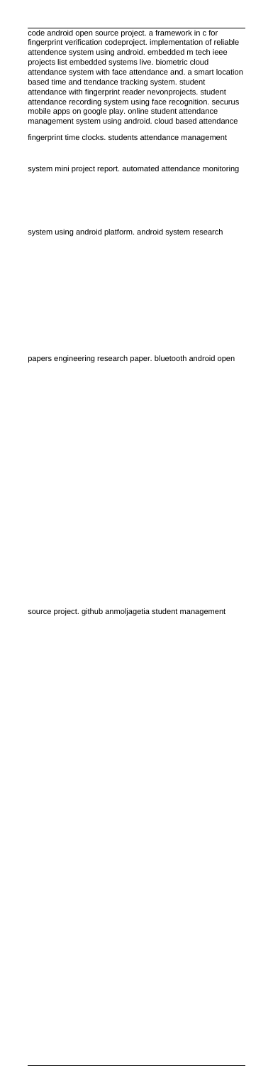code android open source project. a framework in c for fingerprint verification codeproject. implementation of reliable attendence system using android. embedded m tech ieee projects list embedded systems live. biometric cloud attendance system with face attendance and. a smart location based time and ttendance tracking system. student attendance with fingerprint reader nevonprojects. student attendance recording system using face recognition. securus mobile apps on google play. online student attendance management system using android. cloud based attendance fingerprint time clocks. students attendance management system mini project report. automated attendance monitoring system using android platform. android system research papers engineering research paper. bluetooth android open source project. github anmoljagetia student management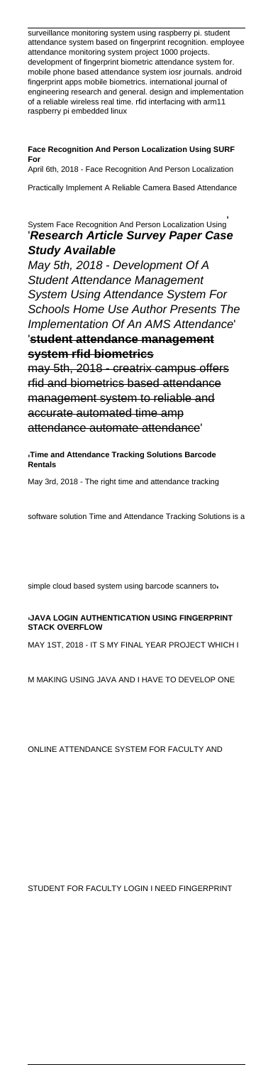surveillance monitoring system using raspberry pi. student attendance system based on fingerprint recognition. employee attendance monitoring system project 1000 projects. development of fingerprint biometric attendance system for. mobile phone based attendance system iosr journals. android fingerprint apps mobile biometrics. international journal of engineering research and general. design and implementation of a reliable wireless real time. rfid interfacing with arm11 raspberry pi embedded linux

**Face Recognition And Person Localization Using SURF For**

April 6th, 2018 - Face Recognition And Person Localization Practically Implement A Reliable Camera Based Attendance System Face Recognition And Person Localization Using'

'***Research Article Survey Paper Case Study Available***

*May 5th, 2018 - Development Of A Student Attendance Management System Using Attendance System For Schools Home Use Author Presents The Implementation Of An AMS Attendance*'

'**student attendance management system rfid biometrics**

may 5th, 2018 - creatrix campus offers rfid and biometrics based attendance management system to reliable and accurate automated time amp attendance automate attendance'

'**Time and Attendance Tracking Solutions Barcode Rentals**

May 3rd, 2018 - The right time and attendance tracking software solution Time and Attendance Tracking Solutions is a simple cloud based system using barcode scanners to'

'**JAVA LOGIN AUTHENTICATION USING FINGERPRINT STACK OVERFLOW**

MAY 1ST, 2018 - IT S MY FINAL YEAR PROJECT WHICH I M MAKING USING JAVA AND I HAVE TO DEVELOP ONE ONLINE ATTENDANCE SYSTEM FOR FACULTY AND STUDENT FOR FACULTY LOGIN I NEED FINGERPRINT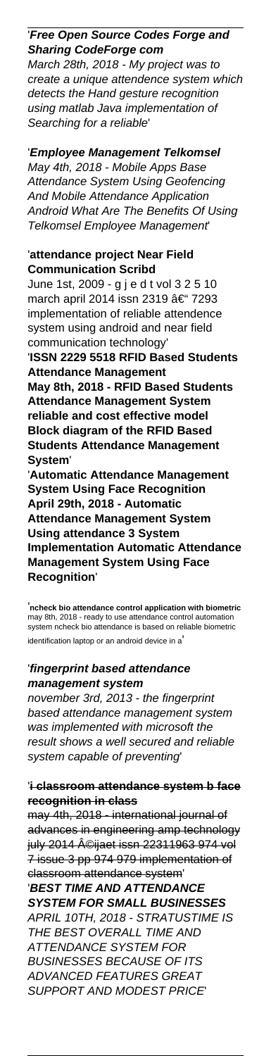'**_Free Open Source Codes Forge and Sharing CodeForge com_**

_March 28th, 2018 - My project was to create a unique attendance system which detects the Hand gesture recognition using matlab Java implementation of Searching for a reliable_'

'**_Employee Management Telkomsel_**

_May 4th, 2018 - Mobile Apps Base Attendance System Using Geofencing And Mobile Attendance Application Android What Are The Benefits Of Using Telkomsel Employee Management_'

'**attendance project Near Field Communication Scribd**

June 1st, 2009 - g j e d t vol 3 2 5 10 march april 2014 issn 2319 â€" 7293 implementation of reliable attendence system using android and near field communication technology'

'**ISSN 2229 5518 RFID Based Students Attendance Management**

**May 8th, 2018 - RFID Based Students Attendance Management System reliable and cost effective model Block diagram of the RFID Based Students Attendance Management System**'

'**Automatic Attendance Management System Using Face Recognition**

**April 29th, 2018 - Automatic Attendance Management System Using attendance 3 System Implementation Automatic Attendance Management System Using Face Recognition**'

'**ncheck bio attendance control application with biometric**

may 8th, 2018 - ready to use attendance control automation system ncheck bio attendance is based on reliable biometric identification laptop or an android device in a'

'**_fingerprint based attendance management system_**

_november 3rd, 2013 - the fingerprint based attendance management system was implemented with microsoft the result shows a well secured and reliable system capable of preventing_'

'**_~~i classroom attendance system b face recognition in class~~_**

~~may 4th, 2018 - international journal of advances in engineering amp technology july 2014 Â©ijaet issn 22311963 974 vol 7 issue 3 pp 974 979 implementation of classroom attendance system~~'

'**_BEST TIME AND ATTENDANCE SYSTEM FOR SMALL BUSINESSES_**

_APRIL 10TH, 2018 - STRATUSTIME IS THE BEST OVERALL TIME AND ATTENDANCE SYSTEM FOR BUSINESSES BECAUSE OF ITS ADVANCED FEATURES GREAT SUPPORT AND MODEST PRICE_'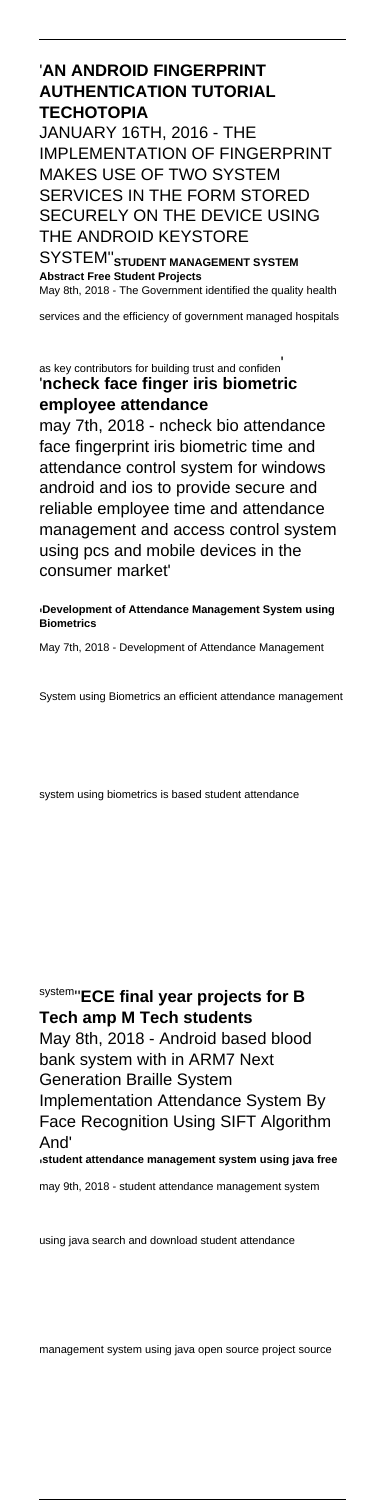'**AN ANDROID FINGERPRINT AUTHENTICATION TUTORIAL TECHOTOPIA**

JANUARY 16TH, 2016 - THE IMPLEMENTATION OF FINGERPRINT MAKES USE OF TWO SYSTEM SERVICES IN THE FORM STORED SECURELY ON THE DEVICE USING THE ANDROID KEYSTORE SYSTEM''**STUDENT MANAGEMENT SYSTEM Abstract Free Student Projects**

May 8th, 2018 - The Government identified the quality health services and the efficiency of government managed hospitals as key contributors for building trust and confiden'

'**ncheck face finger iris biometric employee attendance**

may 7th, 2018 - ncheck bio attendance face fingerprint iris biometric time and attendance control system for windows android and ios to provide secure and reliable employee time and attendance management and access control system using pcs and mobile devices in the consumer market'

'**Development of Attendance Management System using Biometrics**

May 7th, 2018 - Development of Attendance Management System using Biometrics an efficient attendance management system using biometrics is based student attendance system''**ECE final year projects for B Tech amp M Tech students**

May 8th, 2018 - Android based blood bank system with in ARM7 Next Generation Braille System Implementation Attendance System By Face Recognition Using SIFT Algorithm And'

'**student attendance management system using java free**

may 9th, 2018 - student attendance management system using java search and download student attendance management system using java open source project source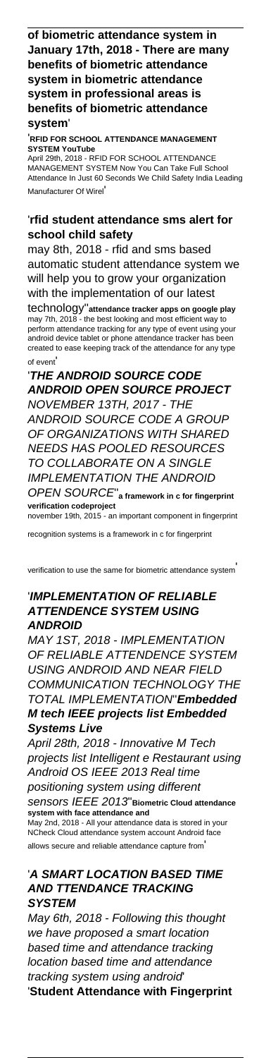**of biometric attendance system in January 17th, 2018 - There are many benefits of biometric attendance system in biometric attendance system in professional areas is benefits of biometric attendance system**'

'**RFID FOR SCHOOL ATTENDANCE MANAGEMENT SYSTEM YouTube**
April 29th, 2018 - RFID FOR SCHOOL ATTENDANCE MANAGEMENT SYSTEM Now You Can Take Full School Attendance In Just 60 Seconds We Child Safety India Leading Manufacturer Of Wirel'

'**rfid student attendance sms alert for school child safety**
may 8th, 2018 - rfid and sms based automatic student attendance system we will help you to grow your organization with the implementation of our latest technology''**attendance tracker apps on google play**
may 7th, 2018 - the best looking and most efficient way to perform attendance tracking for any type of event using your android device tablet or phone attendance tracker has been created to ease keeping track of the attendance for any type of event'

'***THE ANDROID SOURCE CODE ANDROID OPEN SOURCE PROJECT***
*NOVEMBER 13TH, 2017 - THE ANDROID SOURCE CODE A GROUP OF ORGANIZATIONS WITH SHARED NEEDS HAS POOLED RESOURCES TO COLLABORATE ON A SINGLE IMPLEMENTATION THE ANDROID OPEN SOURCE*''**a framework in c for fingerprint verification codeproject**
november 19th, 2015 - an important component in fingerprint recognition systems is a framework in c for fingerprint verification to use the same for biometric attendance system'

'***IMPLEMENTATION OF RELIABLE ATTENDENCE SYSTEM USING ANDROID***
*MAY 1ST, 2018 - IMPLEMENTATION OF RELIABLE ATTENDENCE SYSTEM USING ANDROID AND NEAR FIELD COMMUNICATION TECHNOLOGY THE TOTAL IMPLEMENTATION*''***Embedded M tech IEEE projects list Embedded Systems Live***
*April 28th, 2018 - Innovative M Tech projects list Intelligent e Restaurant using Android OS IEEE 2013 Real time positioning system using different sensors IEEE 2013*''**Biometric Cloud attendance system with face attendance and**
May 2nd, 2018 - All your attendance data is stored in your NCheck Cloud attendance system account Android face allows secure and reliable attendance capture from'

'***A SMART LOCATION BASED TIME AND TTENDANCE TRACKING SYSTEM***
*May 6th, 2018 - Following this thought we have proposed a smart location based time and attendance tracking location based time and attendance tracking system using android*'
'**Student Attendance with Fingerprint**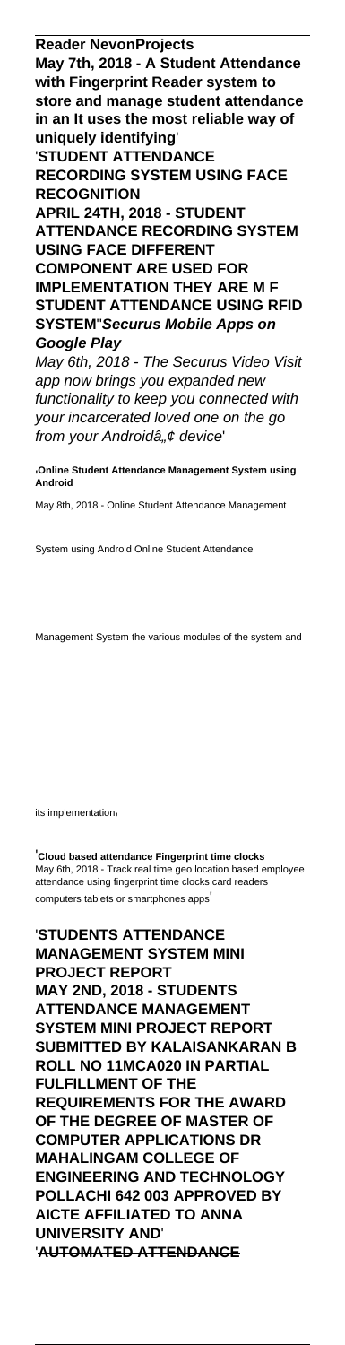**Reader NevonProjects**
**May 7th, 2018 - A Student Attendance with Fingerprint Reader system to store and manage student attendance in an It uses the most reliable way of uniquely identifying**'
'**STUDENT ATTENDANCE RECORDING SYSTEM USING FACE RECOGNITION**
**APRIL 24TH, 2018 - STUDENT ATTENDANCE RECORDING SYSTEM USING FACE DIFFERENT COMPONENT ARE USED FOR IMPLEMENTATION THEY ARE M F STUDENT ATTENDANCE USING RFID SYSTEM**''***Securus Mobile Apps on Google Play***

*May 6th, 2018 - The Securus Video Visit app now brings you expanded new functionality to keep you connected with your incarcerated loved one on the go from your Androidâ„¢ device*'

'**Online Student Attendance Management System using Android**

May 8th, 2018 - Online Student Attendance Management System using Android Online Student Attendance Management System the various modules of the system and its implementation'

'**Cloud based attendance Fingerprint time clocks**
May 6th, 2018 - Track real time geo location based employee attendance using fingerprint time clocks card readers computers tablets or smartphones apps'

'**STUDENTS ATTENDANCE MANAGEMENT SYSTEM MINI PROJECT REPORT**
**MAY 2ND, 2018 - STUDENTS ATTENDANCE MANAGEMENT SYSTEM MINI PROJECT REPORT SUBMITTED BY KALAISANKARAN B ROLL NO 11MCA020 IN PARTIAL FULFILLMENT OF THE REQUIREMENTS FOR THE AWARD OF THE DEGREE OF MASTER OF COMPUTER APPLICATIONS DR MAHALINGAM COLLEGE OF ENGINEERING AND TECHNOLOGY POLLACHI 642 003 APPROVED BY AICTE AFFILIATED TO ANNA UNIVERSITY AND**'
'**AUTOMATED ATTENDANCE**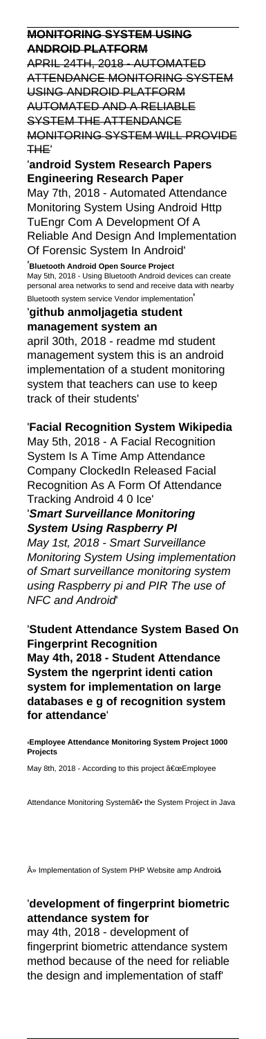**MONITORING SYSTEM USING ANDROID PLATFORM**

~~APRIL 24TH, 2018 - AUTOMATED ATTENDANCE MONITORING SYSTEM USING ANDROID PLATFORM AUTOMATED AND A RELIABLE SYSTEM THE ATTENDANCE MONITORING SYSTEM WILL PROVIDE THE~~'

'**android System Research Papers Engineering Research Paper**

May 7th, 2018 - Automated Attendance Monitoring System Using Android Http TuEngr Com A Development Of A Reliable And Design And Implementation Of Forensic System In Android'

'**Bluetooth Android Open Source Project**

May 5th, 2018 - Using Bluetooth Android devices can create personal area networks to send and receive data with nearby Bluetooth system service Vendor implementation'

'**github anmoljagetia student management system an**

april 30th, 2018 - readme md student management system this is an android implementation of a student monitoring system that teachers can use to keep track of their students'

'**Facial Recognition System Wikipedia**

May 5th, 2018 - A Facial Recognition System Is A Time Amp Attendance Company ClockedIn Released Facial Recognition As A Form Of Attendance Tracking Android 4 0 Ice'

'***Smart Surveillance Monitoring System Using Raspberry PI***

*May 1st, 2018 - Smart Surveillance Monitoring System Using implementation of Smart surveillance monitoring system using Raspberry pi and PIR The use of NFC and Android*'

'**Student Attendance System Based On Fingerprint Recognition**

**May 4th, 2018 - Student Attendance System the ngerprint identi cation system for implementation on large databases e g of recognition system for attendance**'

'**Employee Attendance Monitoring System Project 1000 Projects**

May 8th, 2018 - According to this project â€œEmployee Attendance Monitoring Systemâ€• the System Project in Java Â» Implementation of System PHP Website amp Android'

'**development of fingerprint biometric attendance system for**

may 4th, 2018 - development of fingerprint biometric attendance system method because of the need for reliable the design and implementation of staff'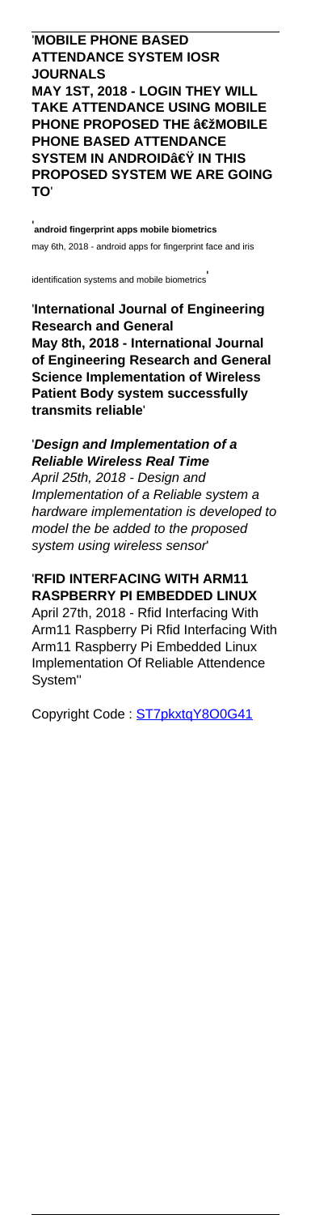'**MOBILE PHONE BASED ATTENDANCE SYSTEM IOSR JOURNALS**
**MAY 1ST, 2018 - LOGIN THEY WILL TAKE ATTENDANCE USING MOBILE PHONE PROPOSED THE â€žMOBILE PHONE BASED ATTENDANCE SYSTEM IN ANDROIDâ€Ÿ IN THIS PROPOSED SYSTEM WE ARE GOING TO**'

'**android fingerprint apps mobile biometrics**
may 6th, 2018 - android apps for fingerprint face and iris identification systems and mobile biometrics'

'**International Journal of Engineering Research and General**
**May 8th, 2018 - International Journal of Engineering Research and General Science Implementation of Wireless Patient Body system successfully transmits reliable**'

'***Design and Implementation of a Reliable Wireless Real Time***
*April 25th, 2018 - Design and Implementation of a Reliable system a hardware implementation is developed to model the be added to the proposed system using wireless sensor*'

'**RFID INTERFACING WITH ARM11 RASPBERRY PI EMBEDDED LINUX**
April 27th, 2018 - Rfid Interfacing With Arm11 Raspberry Pi Rfid Interfacing With Arm11 Raspberry Pi Embedded Linux Implementation Of Reliable Attendence System''

Copyright Code : ST7pkxtqY8O0G41